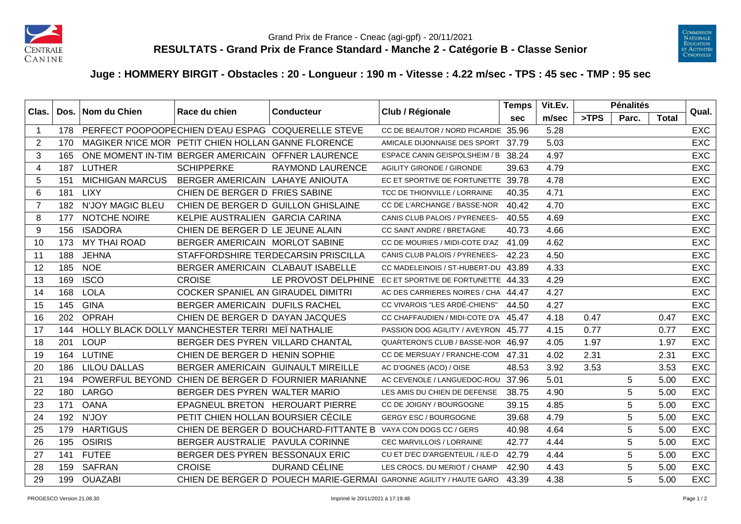Grand Prix de France - Cneac (agi-gpf) - 20/11/2021

## RESULTATS - Grand Prix de France Standard - Manche 2 - Catégorie B - Classe Senior

### Juge : HOMMERY BIRGIT - Obstacles : 20 - Longueur : 190 m - Vitesse : 4.22 m/sec - TPS : 45 sec - TMP : 95 sec

| Clas. | Dos. | Nom du Chien | Race du chien | Conducteur | Club / Régionale | Temps | Vit.Ev. | Pénalités | | | Qual. |
|---|---|---|---|---|---|---|---|---|---|---|---|
| | | | | | | sec | m/sec | >TPS | Parc. | Total | |
| 1 | 178 | PERFECT POOPOOPE | CHIEN D'EAU ESPAG | COQUERELLE STEVE | CC DE BEAUTOR / NORD PICARDIE | 35.96 | 5.28 | | | | EXC |
| 2 | 170 | MAGIKER N'ICE MOR | PETIT CHIEN HOLLAN | GANNE FLORENCE | AMICALE DIJONNAISE DES SPORT | 37.79 | 5.03 | | | | EXC |
| 3 | 165 | ONE MOMENT IN-TIM | BERGER AMERICAIN | OFFNER LAURENCE | ESPACE CANIN GEISPOLSHEIM / B | 38.24 | 4.97 | | | | EXC |
| 4 | 187 | LUTHER | SCHIPPERKE | RAYMOND LAURENCE | AGILITY GIRONDE / GIRONDE | 39.63 | 4.79 | | | | EXC |
| 5 | 151 | MICHIGAN MARCUS | BERGER AMERICAIN | LAHAYE ANIOUTA | EC ET SPORTIVE DE FORTUNETTE | 39.78 | 4.78 | | | | EXC |
| 6 | 181 | LIXY | CHIEN DE BERGER D | FRIES SABINE | TCC DE THIONVILLE / LORRAINE | 40.35 | 4.71 | | | | EXC |
| 7 | 182 | N'JOY MAGIC BLEU | CHIEN DE BERGER D | GUILLON GHISLAINE | CC DE L'ARCHANGE / BASSE-NOR | 40.42 | 4.70 | | | | EXC |
| 8 | 177 | NOTCHE NOIRE | KELPIE AUSTRALIEN | GARCIA CARINA | CANIS CLUB PALOIS / PYRENEES- | 40.55 | 4.69 | | | | EXC |
| 9 | 156 | ISADORA | CHIEN DE BERGER D | LE JEUNE ALAIN | CC SAINT ANDRE / BRETAGNE | 40.73 | 4.66 | | | | EXC |
| 10 | 173 | MY THAI ROAD | BERGER AMERICAIN | MORLOT SABINE | CC DE MOURIES / MIDI-COTE D'AZ | 41.09 | 4.62 | | | | EXC |
| 11 | 188 | JEHNA | STAFFORDSHIRE TER | DECARSIN PRISCILLA | CANIS CLUB PALOIS / PYRENEES- | 42.23 | 4.50 | | | | EXC |
| 12 | 185 | NOE | BERGER AMERICAIN | CLABAUT ISABELLE | CC MADELEINOIS / ST-HUBERT-DU | 43.89 | 4.33 | | | | EXC |
| 13 | 169 | ISCO | CROISE | LE PROVOST DELPHINE | EC ET SPORTIVE DE FORTUNETTE | 44.33 | 4.29 | | | | EXC |
| 14 | 168 | LOLA | COCKER SPANIEL AN | GIRAUDEL DIMITRI | AC DES CARRIERES NOIRES / CHA | 44.47 | 4.27 | | | | EXC |
| 15 | 145 | GINA | BERGER AMERICAIN | DUFILS RACHEL | CC VIVAROIS "LES ARDÉ-CHIENS" | 44.50 | 4.27 | | | | EXC |
| 16 | 202 | OPRAH | CHIEN DE BERGER D | DAYAN JACQUES | CC CHAFFAUDIEN / MIDI-COTE D'A | 45.47 | 4.18 | 0.47 | | 0.47 | EXC |
| 17 | 144 | HOLLY BLACK DOLLY | MANCHESTER TERRI | MEÏ NATHALIE | PASSION DOG AGILITY / AVEYRON | 45.77 | 4.15 | 0.77 | | 0.77 | EXC |
| 18 | 201 | LOUP | BERGER DES PYREN | VILLARD CHANTAL | QUARTERON'S CLUB / BASSE-NOR | 46.97 | 4.05 | 1.97 | | 1.97 | EXC |
| 19 | 164 | LUTINE | CHIEN DE BERGER D | HENIN SOPHIE | CC DE MERSUAY / FRANCHE-COM | 47.31 | 4.02 | 2.31 | | 2.31 | EXC |
| 20 | 186 | LILOU DALLAS | BERGER AMERICAIN | GUINAULT MIREILLE | AC D'OGNES (ACO) / OISE | 48.53 | 3.92 | 3.53 | | 3.53 | EXC |
| 21 | 194 | POWERFUL BEYOND | CHIEN DE BERGER D | FOURNIER MARIANNE | AC CEVENOLE / LANGUEDOC-ROU | 37.96 | 5.01 | | 5 | 5.00 | EXC |
| 22 | 180 | LARGO | BERGER DES PYREN | WALTER MARIO | LES AMIS DU CHIEN DE DEFENSE | 38.75 | 4.90 | | 5 | 5.00 | EXC |
| 23 | 171 | OANA | EPAGNEUL BRETON | HEROUART PIERRE | CC DE JOIGNY / BOURGOGNE | 39.15 | 4.85 | | 5 | 5.00 | EXC |
| 24 | 192 | N'JOY | PETIT CHIEN HOLLAN | BOURSIER CÉCILE | GERGY ESC / BOURGOGNE | 39.68 | 4.79 | | 5 | 5.00 | EXC |
| 25 | 179 | HARTIGUS | CHIEN DE BERGER D | BOUCHARD-FITTANTE B | VAYA CON DOGS CC / GERS | 40.98 | 4.64 | | 5 | 5.00 | EXC |
| 26 | 195 | OSIRIS | BERGER AUSTRALIE | PAVULA CORINNE | CEC MARVILLOIS / LORRAINE | 42.77 | 4.44 | | 5 | 5.00 | EXC |
| 27 | 141 | FUTEE | BERGER DES PYREN | BESSONAUX ERIC | CU ET D'EC D'ARGENTEUIL / ILE-D | 42.79 | 4.44 | | 5 | 5.00 | EXC |
| 28 | 159 | SAFRAN | CROISE | DURAND CÉLINE | LES CROCS. DU MERIOT / CHAMP | 42.90 | 4.43 | | 5 | 5.00 | EXC |
| 29 | 199 | OUAZABI | CHIEN DE BERGER D | POUECH MARIE-GERMAI | GARONNE AGILITY / HAUTE GARO | 43.39 | 4.38 | | 5 | 5.00 | EXC |

PROGESCO Version 21.08.30 — Imprimé le 20/11/2021 à 17:19:48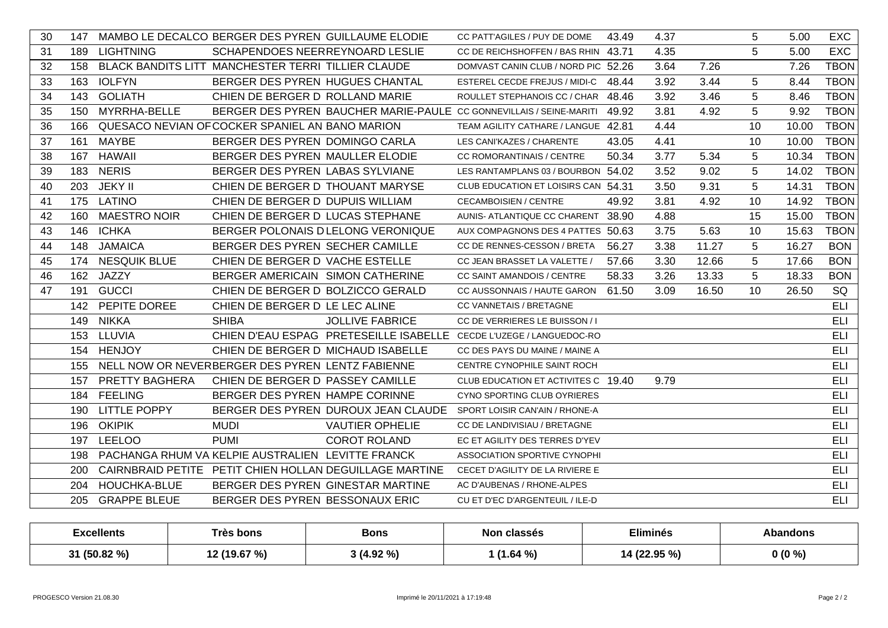| | | | | | | | | | | | | |
|---|---|---|---|---|---|---|---|---|---|---|---|---|
| 30 | 147 | MAMBO LE DECALCO | BERGER DES PYREN | GUILLAUME ELODIE | CC PATT'AGILES / PUY DE DOME | 43.49 | 4.37 | | 5 | 5.00 | EXC |
| 31 | 189 | LIGHTNING | SCHAPENDOES NEER | REYNOARD LESLIE | CC DE REICHSHOFFEN / BAS RHIN | 43.71 | 4.35 | | 5 | 5.00 | EXC |
| 32 | 158 | BLACK BANDITS LITT | MANCHESTER TERRI | TILLIER CLAUDE | DOMVAST CANIN CLUB / NORD PIC | 52.26 | 3.64 | 7.26 | | 7.26 | TBON |
| 33 | 163 | IOLFYN | BERGER DES PYREN | HUGUES CHANTAL | ESTEREL CECDE FREJUS / MIDI-C | 48.44 | 3.92 | 3.44 | 5 | 8.44 | TBON |
| 34 | 143 | GOLIATH | CHIEN DE BERGER D | ROLLAND MARIE | ROULLET STEPHANOIS CC / CHAR | 48.46 | 3.92 | 3.46 | 5 | 8.46 | TBON |
| 35 | 150 | MYRRHA-BELLE | BERGER DES PYREN | BAUCHER MARIE-PAULE | CC GONNEVILLAIS / SEINE-MARITI | 49.92 | 3.81 | 4.92 | 5 | 9.92 | TBON |
| 36 | 166 | QUESACO NEVIAN OF | COCKER SPANIEL AN | BANO MARION | TEAM AGILITY CATHARE / LANGUE | 42.81 | 4.44 | | 10 | 10.00 | TBON |
| 37 | 161 | MAYBE | BERGER DES PYREN | DOMINGO CARLA | LES CANI'KAZES / CHARENTE | 43.05 | 4.41 | | 10 | 10.00 | TBON |
| 38 | 167 | HAWAII | BERGER DES PYREN | MAULLER ELODIE | CC ROMORANTINAIS / CENTRE | 50.34 | 3.77 | 5.34 | 5 | 10.34 | TBON |
| 39 | 183 | NERIS | BERGER DES PYREN | LABAS SYLVIANE | LES RANTAMPLANS 03 / BOURBON | 54.02 | 3.52 | 9.02 | 5 | 14.02 | TBON |
| 40 | 203 | JEKY II | CHIEN DE BERGER D | THOUANT MARYSE | CLUB EDUCATION ET LOISIRS CAN | 54.31 | 3.50 | 9.31 | 5 | 14.31 | TBON |
| 41 | 175 | LATINO | CHIEN DE BERGER D | DUPUIS WILLIAM | CECAMBOISIEN / CENTRE | 49.92 | 3.81 | 4.92 | 10 | 14.92 | TBON |
| 42 | 160 | MAESTRO NOIR | CHIEN DE BERGER D | LUCAS STEPHANE | AUNIS- ATLANTIQUE CC CHARENT | 38.90 | 4.88 | | 15 | 15.00 | TBON |
| 43 | 146 | ICHKA | BERGER POLONAIS D | LELONG VERONIQUE | AUX COMPAGNONS DES 4 PATTES | 50.63 | 3.75 | 5.63 | 10 | 15.63 | TBON |
| 44 | 148 | JAMAICA | BERGER DES PYREN | SECHER CAMILLE | CC DE RENNES-CESSON / BRETA | 56.27 | 3.38 | 11.27 | 5 | 16.27 | BON |
| 45 | 174 | NESQUIK BLUE | CHIEN DE BERGER D | VACHE ESTELLE | CC JEAN BRASSET LA VALETTE / | 57.66 | 3.30 | 12.66 | 5 | 17.66 | BON |
| 46 | 162 | JAZZY | BERGER AMERICAIN | SIMON CATHERINE | CC SAINT AMANDOIS / CENTRE | 58.33 | 3.26 | 13.33 | 5 | 18.33 | BON |
| 47 | 191 | GUCCI | CHIEN DE BERGER D | BOLZICCO GERALD | CC AUSSONNAIS / HAUTE GARON | 61.50 | 3.09 | 16.50 | 10 | 26.50 | SQ |
| | 142 | PEPITE DOREE | CHIEN DE BERGER D | LE LEC ALINE | CC VANNETAIS / BRETAGNE | | | | | | ELI |
| | 149 | NIKKA | SHIBA | JOLLIVE FABRICE | CC DE VERRIERES LE BUISSON / I | | | | | | ELI |
| | 153 | LLUVIA | CHIEN D'EAU ESPAG | PRETESEILLE ISABELLE | CECDE L'UZEGE / LANGUEDOC-RO | | | | | | ELI |
| | 154 | HENJOY | CHIEN DE BERGER D | MICHAUD ISABELLE | CC DES PAYS DU MAINE / MAINE A | | | | | | ELI |
| | 155 | NELL NOW OR NEVER | BERGER DES PYREN | LENTZ FABIENNE | CENTRE CYNOPHILE SAINT ROCH | | | | | | ELI |
| | 157 | PRETTY BAGHERA | CHIEN DE BERGER D | PASSEY CAMILLE | CLUB EDUCATION ET ACTIVITES C | 19.40 | 9.79 | | | | ELI |
| | 184 | FEELING | BERGER DES PYREN | HAMPE CORINNE | CYNO SPORTING CLUB OYRIERES | | | | | | ELI |
| | 190 | LITTLE POPPY | BERGER DES PYREN | DUROUX JEAN CLAUDE | SPORT LOISIR CAN'AIN / RHONE-A | | | | | | ELI |
| | 196 | OKIPIK | MUDI | VAUTIER OPHELIE | CC DE LANDIVISIAU / BRETAGNE | | | | | | ELI |
| | 197 | LEELOO | PUMI | COROT ROLAND | EC ET AGILITY DES TERRES D'YEV | | | | | | ELI |
| | 198 | PACHANGA RHUM VA | KELPIE AUSTRALIEN | LEVITTE FRANCK | ASSOCIATION SPORTIVE CYNOPHI | | | | | | ELI |
| | 200 | CAIRNBRAID PETITE | PETIT CHIEN HOLLAN | DEGUILLAGE MARTINE | CECET D'AGILITY DE LA RIVIERE E | | | | | | ELI |
| | 204 | HOUCHKA-BLUE | BERGER DES PYREN | GINESTAR MARTINE | AC D'AUBENAS / RHONE-ALPES | | | | | | ELI |
| | 205 | GRAPPE BLEUE | BERGER DES PYREN | BESSONAUX ERIC | CU ET D'EC D'ARGENTEUIL / ILE-D | | | | | | ELI |

| Excellents | Très bons | Bons | Non classés | Eliminés | Abandons |
|---|---|---|---|---|---|
| 31 (50.82 %) | 12 (19.67 %) | 3 (4.92 %) | 1 (1.64 %) | 14 (22.95 %) | 0 (0 %) |

PROGESCO Version 21.08.30 Imprimé le 20/11/2021 à 17:19:48